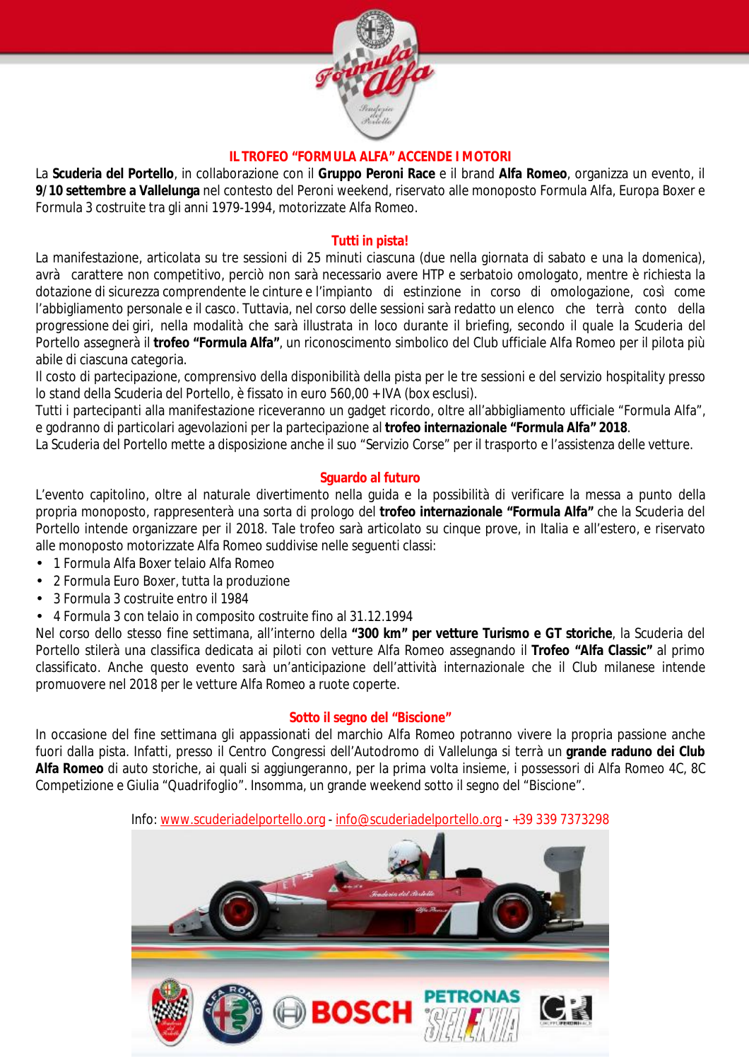## IL TROFEO "FORMULA ALFA" ACCENDE I MOTORI

La **Scuderia del Portello**, in collaborazione con il **Gruppo Peroni Race** e il brand **Alfa Romeo**, organizza un evento, il **9/10 settembre a Vallelunga** nel contesto del Peroni weekend, riservato alle monoposto Formula Alfa, Europa Boxer e Formula 3 costruite tra gli anni 1979-1994, motorizzate Alfa Romeo.

### Tutti in pista!

La manifestazione, articolata su tre sessioni di 25 minuti ciascuna (due nella giornata di sabato e una la domenica), avrà carattere non competitivo, perciò non sarà necessario avere HTP e serbatoio omologato, mentre è richiesta la dotazione di sicurezza comprendente le cinture e l'impianto di estinzione in corso di omologazione, così come l'abbigliamento personale e il casco. Tuttavia, nel corso delle sessioni sarà redatto un elenco che terrà conto della progressione dei giri, nella modalità che sarà illustrata in loco durante il briefing, secondo il quale la Scuderia del Portello assegnerà il **trofeo "Formula Alfa"**, un riconoscimento simbolico del Club ufficiale Alfa Romeo per il pilota più abile di ciascuna categoria.

Il costo di partecipazione, comprensivo della disponibilità della pista per le tre sessioni e del servizio hospitality presso lo stand della Scuderia del Portello, è fissato in euro 560,00 + IVA (box esclusi).

Tutti i partecipanti alla manifestazione riceveranno un gadget ricordo, oltre all'abbigliamento ufficiale "Formula Alfa", e godranno di particolari agevolazioni per la partecipazione al **trofeo internazionale "Formula Alfa" 2018**.

La Scuderia del Portello mette a disposizione anche il suo "Servizio Corse" per il trasporto e l'assistenza delle vetture.

### Sguardo al futuro

L'evento capitolino, oltre al naturale divertimento nella guida e la possibilità di verificare la messa a punto della propria monoposto, rappresenterà una sorta di prologo del **trofeo internazionale "Formula Alfa"** che la Scuderia del Portello intende organizzare per il 2018. Tale trofeo sarà articolato su cinque prove, in Italia e all'estero, e riservato alle monoposto motorizzate Alfa Romeo suddivise nelle seguenti classi:

- 1 Formula Alfa Boxer telaio Alfa Romeo
- 2 Formula Euro Boxer, tutta la produzione
- 3 Formula 3 costruite entro il 1984
- 4 Formula 3 con telaio in composito costruite fino al 31.12.1994

Nel corso dello stesso fine settimana, all'interno della **"300 km" per vetture Turismo e GT storiche**, la Scuderia del Portello stilerà una classifica dedicata ai piloti con vetture Alfa Romeo assegnando il **Trofeo "Alfa Classic"** al primo classificato. Anche questo evento sarà un'anticipazione dell'attività internazionale che il Club milanese intende promuovere nel 2018 per le vetture Alfa Romeo a ruote coperte.

### Sotto il segno del "Biscione"

In occasione del fine settimana gli appassionati del marchio Alfa Romeo potranno vivere la propria passione anche fuori dalla pista. Infatti, presso il Centro Congressi dell'Autodromo di Vallelunga si terrà un **grande raduno dei Club Alfa Romeo** di auto storiche, ai quali si aggiungeranno, per la prima volta insieme, i possessori di Alfa Romeo 4C, 8C Competizione e Giulia "Quadrifoglio". Insomma, un grande weekend sotto il segno del "Biscione".

Info: www.scuderiadelportello.org - info@scuderiadelportello.org - +39 339 7373298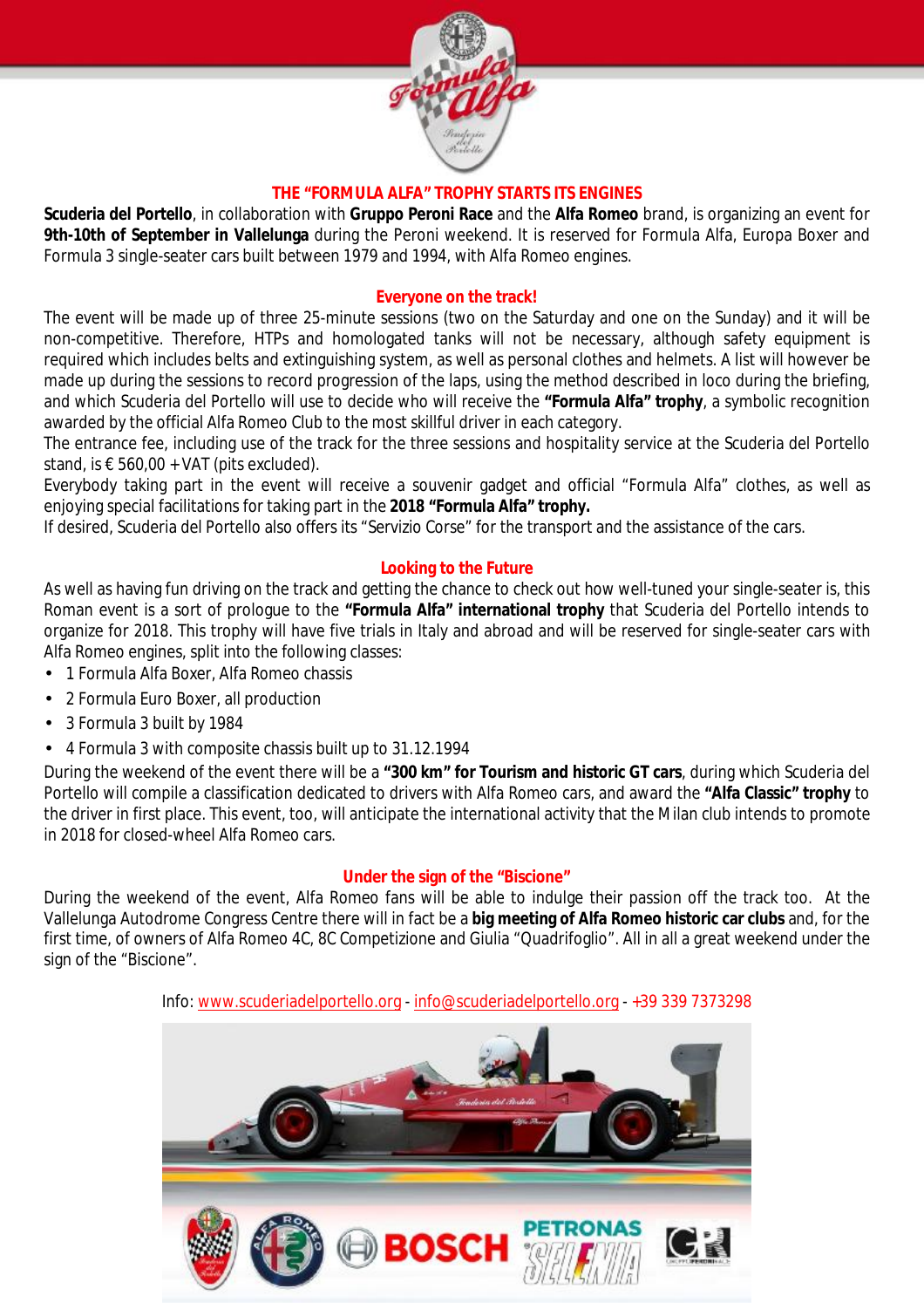## THE "FORMULA ALFA" TROPHY STARTS ITS ENGINES

**Scuderia del Portello**, in collaboration with **Gruppo Peroni Race** and the **Alfa Romeo** brand, is organizing an event for **9th-10th of September in Vallelunga** during the Peroni weekend. It is reserved for Formula Alfa, Europa Boxer and Formula 3 single-seater cars built between 1979 and 1994, with Alfa Romeo engines.

### Everyone on the track!

The event will be made up of three 25-minute sessions (two on the Saturday and one on the Sunday) and it will be non-competitive. Therefore, HTPs and homologated tanks will not be necessary, although safety equipment is required which includes belts and extinguishing system, as well as personal clothes and helmets. A list will however be made up during the sessions to record progression of the laps, using the method described in loco during the briefing, and which Scuderia del Portello will use to decide who will receive the **"Formula Alfa" trophy**, a symbolic recognition awarded by the official Alfa Romeo Club to the most skillful driver in each category.

The entrance fee, including use of the track for the three sessions and hospitality service at the Scuderia del Portello stand, is € 560,00 + VAT (pits excluded).

Everybody taking part in the event will receive a souvenir gadget and official "Formula Alfa" clothes, as well as enjoying special facilitations for taking part in the **2018 "Formula Alfa" trophy.**

If desired, Scuderia del Portello also offers its "Servizio Corse" for the transport and the assistance of the cars.

### Looking to the Future

As well as having fun driving on the track and getting the chance to check out how well-tuned your single-seater is, this Roman event is a sort of prologue to the **"Formula Alfa" international trophy** that Scuderia del Portello intends to organize for 2018. This trophy will have five trials in Italy and abroad and will be reserved for single-seater cars with Alfa Romeo engines, split into the following classes:

- 1 Formula Alfa Boxer, Alfa Romeo chassis
- 2 Formula Euro Boxer, all production
- 3 Formula 3 built by 1984
- 4 Formula 3 with composite chassis built up to 31.12.1994

During the weekend of the event there will be a **"300 km" for Tourism and historic GT cars**, during which Scuderia del Portello will compile a classification dedicated to drivers with Alfa Romeo cars, and award the **"Alfa Classic" trophy** to the driver in first place. This event, too, will anticipate the international activity that the Milan club intends to promote in 2018 for closed-wheel Alfa Romeo cars.

### Under the sign of the "Biscione"

During the weekend of the event, Alfa Romeo fans will be able to indulge their passion off the track too. At the Vallelunga Autodrome Congress Centre there will in fact be a **big meeting of Alfa Romeo historic car clubs** and, for the first time, of owners of Alfa Romeo 4C, 8C Competizione and Giulia "Quadrifoglio". All in all a great weekend under the sign of the "Biscione".

Info: www.scuderiadelportello.org - info@scuderiadelportello.org - +39 339 7373298